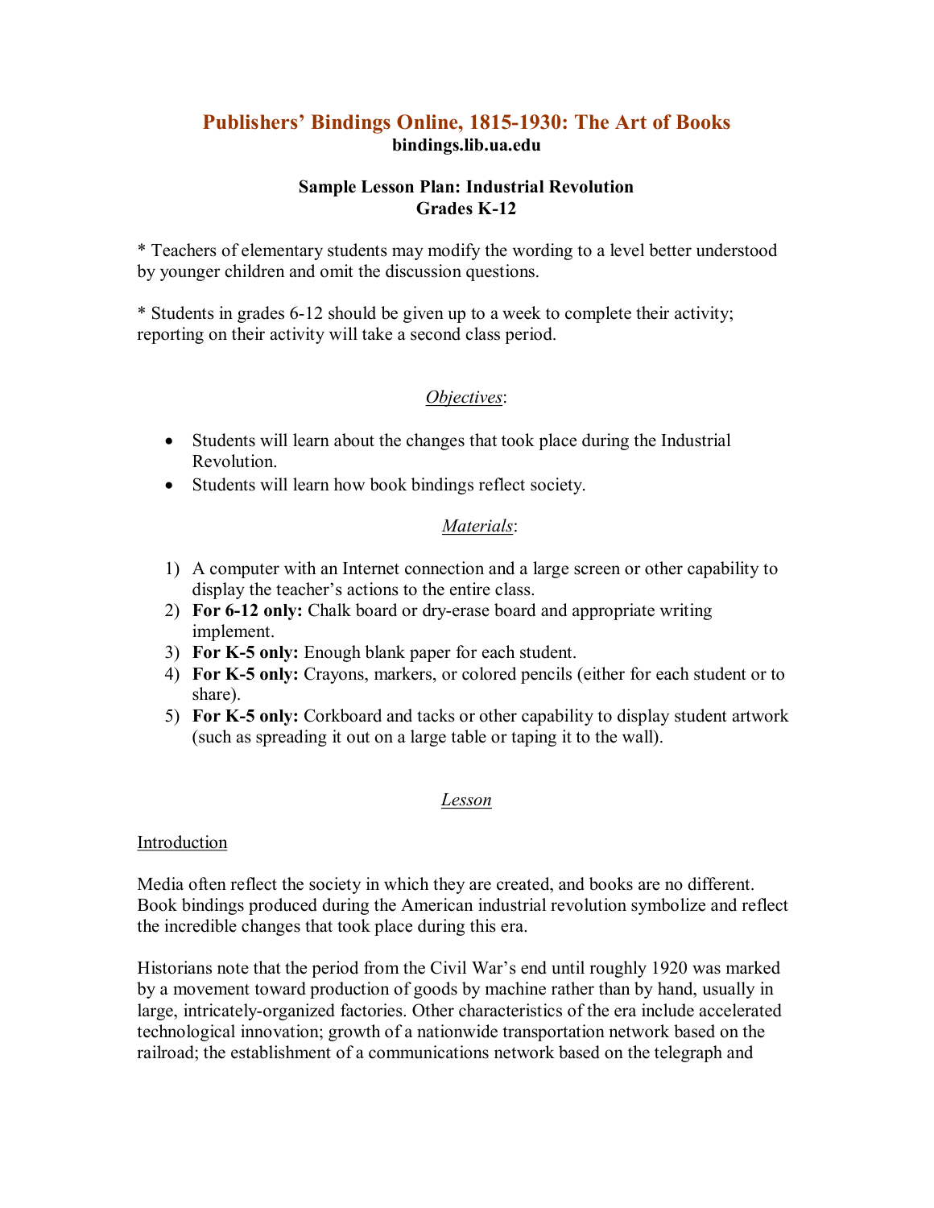# Publishers' Bindings Online, 1815-1930: The Art of Books

**bindings.lib.ua.edu**

**Sample Lesson Plan: Industrial Revolution**
**Grades K-12**

* Teachers of elementary students may modify the wording to a level better understood by younger children and omit the discussion questions.

* Students in grades 6-12 should be given up to a week to complete their activity; reporting on their activity will take a second class period.

## *Objectives*:

- Students will learn about the changes that took place during the Industrial Revolution.
- Students will learn how book bindings reflect society.

## *Materials*:

1) A computer with an Internet connection and a large screen or other capability to display the teacher's actions to the entire class.
2) **For 6-12 only:** Chalk board or dry-erase board and appropriate writing implement.
3) **For K-5 only:** Enough blank paper for each student.
4) **For K-5 only:** Crayons, markers, or colored pencils (either for each student or to share).
5) **For K-5 only:** Corkboard and tacks or other capability to display student artwork (such as spreading it out on a large table or taping it to the wall).

## *Lesson*

### Introduction

Media often reflect the society in which they are created, and books are no different. Book bindings produced during the American industrial revolution symbolize and reflect the incredible changes that took place during this era.

Historians note that the period from the Civil War's end until roughly 1920 was marked by a movement toward production of goods by machine rather than by hand, usually in large, intricately-organized factories. Other characteristics of the era include accelerated technological innovation; growth of a nationwide transportation network based on the railroad; the establishment of a communications network based on the telegraph and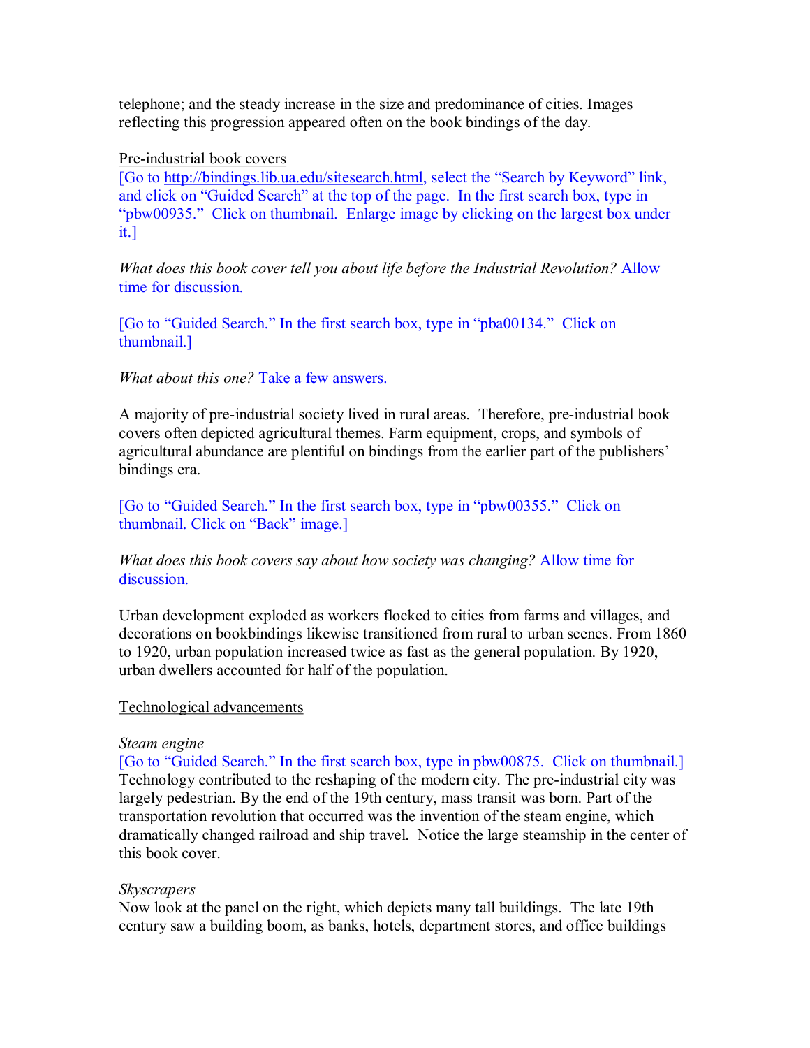telephone; and the steady increase in the size and predominance of cities. Images reflecting this progression appeared often on the book bindings of the day.

Pre-industrial book covers

[Go to http://bindings.lib.ua.edu/sitesearch.html, select the "Search by Keyword" link, and click on "Guided Search" at the top of the page. In the first search box, type in "pbw00935." Click on thumbnail. Enlarge image by clicking on the largest box under it.]

*What does this book cover tell you about life before the Industrial Revolution?* Allow time for discussion.

[Go to "Guided Search." In the first search box, type in "pba00134." Click on thumbnail.]

*What about this one?* Take a few answers.

A majority of pre-industrial society lived in rural areas. Therefore, pre-industrial book covers often depicted agricultural themes. Farm equipment, crops, and symbols of agricultural abundance are plentiful on bindings from the earlier part of the publishers' bindings era.

[Go to "Guided Search." In the first search box, type in "pbw00355." Click on thumbnail. Click on "Back" image.]

*What does this book covers say about how society was changing?* Allow time for discussion.

Urban development exploded as workers flocked to cities from farms and villages, and decorations on bookbindings likewise transitioned from rural to urban scenes. From 1860 to 1920, urban population increased twice as fast as the general population. By 1920, urban dwellers accounted for half of the population.

Technological advancements

*Steam engine*

[Go to "Guided Search." In the first search box, type in pbw00875. Click on thumbnail.]

Technology contributed to the reshaping of the modern city. The pre-industrial city was largely pedestrian. By the end of the 19th century, mass transit was born. Part of the transportation revolution that occurred was the invention of the steam engine, which dramatically changed railroad and ship travel. Notice the large steamship in the center of this book cover.

*Skyscrapers*

Now look at the panel on the right, which depicts many tall buildings. The late 19th century saw a building boom, as banks, hotels, department stores, and office buildings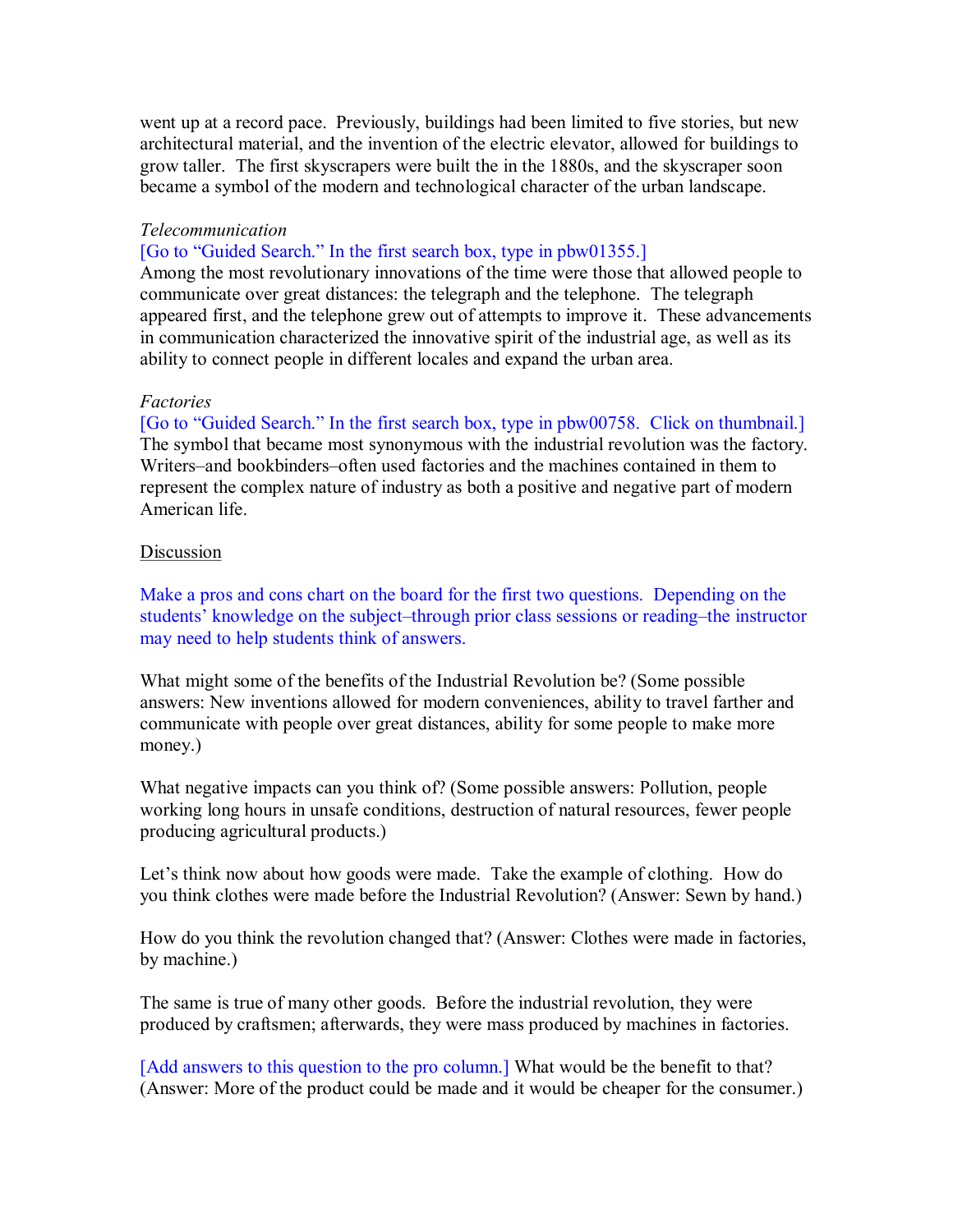went up at a record pace. Previously, buildings had been limited to five stories, but new architectural material, and the invention of the electric elevator, allowed for buildings to grow taller. The first skyscrapers were built the in the 1880s, and the skyscraper soon became a symbol of the modern and technological character of the urban landscape.

*Telecommunication*

[Go to "Guided Search." In the first search box, type in pbw01355.]

Among the most revolutionary innovations of the time were those that allowed people to communicate over great distances: the telegraph and the telephone. The telegraph appeared first, and the telephone grew out of attempts to improve it. These advancements in communication characterized the innovative spirit of the industrial age, as well as its ability to connect people in different locales and expand the urban area.

*Factories*

[Go to "Guided Search." In the first search box, type in pbw00758. Click on thumbnail.]

The symbol that became most synonymous with the industrial revolution was the factory. Writers–and bookbinders–often used factories and the machines contained in them to represent the complex nature of industry as both a positive and negative part of modern American life.

Discussion

Make a pros and cons chart on the board for the first two questions. Depending on the students' knowledge on the subject–through prior class sessions or reading–the instructor may need to help students think of answers.

What might some of the benefits of the Industrial Revolution be? (Some possible answers: New inventions allowed for modern conveniences, ability to travel farther and communicate with people over great distances, ability for some people to make more money.)

What negative impacts can you think of? (Some possible answers: Pollution, people working long hours in unsafe conditions, destruction of natural resources, fewer people producing agricultural products.)

Let's think now about how goods were made. Take the example of clothing. How do you think clothes were made before the Industrial Revolution? (Answer: Sewn by hand.)

How do you think the revolution changed that? (Answer: Clothes were made in factories, by machine.)

The same is true of many other goods. Before the industrial revolution, they were produced by craftsmen; afterwards, they were mass produced by machines in factories.

[Add answers to this question to the pro column.] What would be the benefit to that? (Answer: More of the product could be made and it would be cheaper for the consumer.)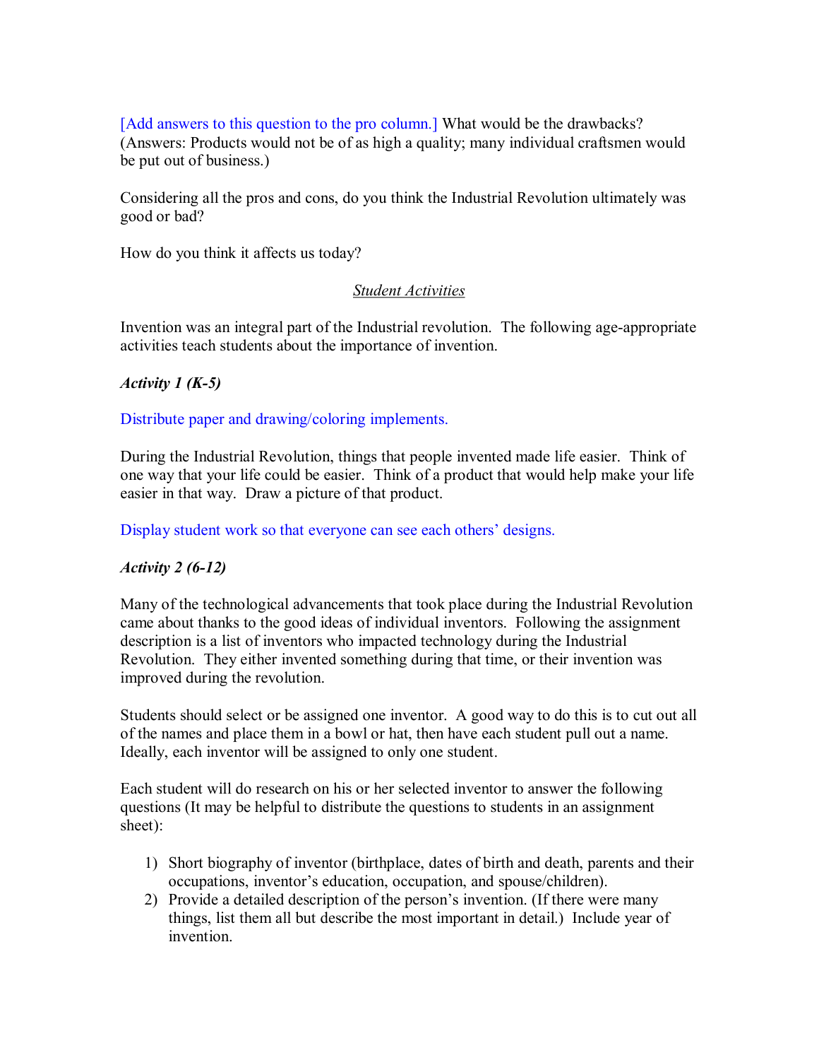[Add answers to this question to the pro column.] What would be the drawbacks? (Answers: Products would not be of as high a quality; many individual craftsmen would be put out of business.)

Considering all the pros and cons, do you think the Industrial Revolution ultimately was good or bad?

How do you think it affects us today?

## *Student Activities*

Invention was an integral part of the Industrial revolution. The following age-appropriate activities teach students about the importance of invention.

***Activity 1 (K-5)***

Distribute paper and drawing/coloring implements.

During the Industrial Revolution, things that people invented made life easier. Think of one way that your life could be easier. Think of a product that would help make your life easier in that way. Draw a picture of that product.

Display student work so that everyone can see each others' designs.

***Activity 2 (6-12)***

Many of the technological advancements that took place during the Industrial Revolution came about thanks to the good ideas of individual inventors. Following the assignment description is a list of inventors who impacted technology during the Industrial Revolution. They either invented something during that time, or their invention was improved during the revolution.

Students should select or be assigned one inventor. A good way to do this is to cut out all of the names and place them in a bowl or hat, then have each student pull out a name. Ideally, each inventor will be assigned to only one student.

Each student will do research on his or her selected inventor to answer the following questions (It may be helpful to distribute the questions to students in an assignment sheet):

1) Short biography of inventor (birthplace, dates of birth and death, parents and their occupations, inventor's education, occupation, and spouse/children).
2) Provide a detailed description of the person's invention. (If there were many things, list them all but describe the most important in detail.) Include year of invention.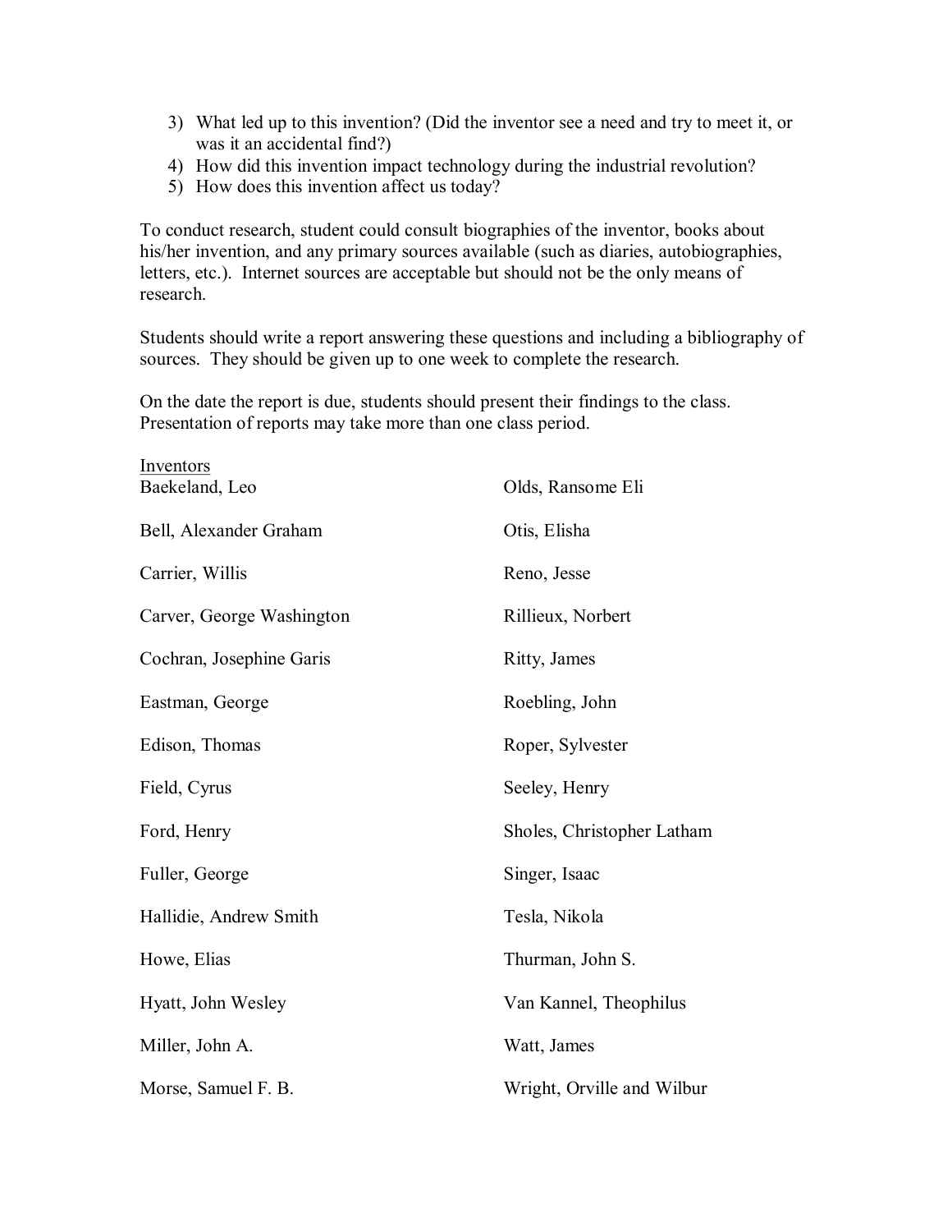3) What led up to this invention? (Did the inventor see a need and try to meet it, or was it an accidental find?)
4) How did this invention impact technology during the industrial revolution?
5) How does this invention affect us today?

To conduct research, student could consult biographies of the inventor, books about his/her invention, and any primary sources available (such as diaries, autobiographies, letters, etc.). Internet sources are acceptable but should not be the only means of research.

Students should write a report answering these questions and including a bibliography of sources. They should be given up to one week to complete the research.

On the date the report is due, students should present their findings to the class. Presentation of reports may take more than one class period.

Inventors

Baekeland, Leo

Bell, Alexander Graham

Carrier, Willis

Carver, George Washington

Cochran, Josephine Garis

Eastman, George

Edison, Thomas

Field, Cyrus

Ford, Henry

Fuller, George

Hallidie, Andrew Smith

Howe, Elias

Hyatt, John Wesley

Miller, John A.

Morse, Samuel F. B.

Olds, Ransome Eli

Otis, Elisha

Reno, Jesse

Rillieux, Norbert

Ritty, James

Roebling, John

Roper, Sylvester

Seeley, Henry

Sholes, Christopher Latham

Singer, Isaac

Tesla, Nikola

Thurman, John S.

Van Kannel, Theophilus

Watt, James

Wright, Orville and Wilbur